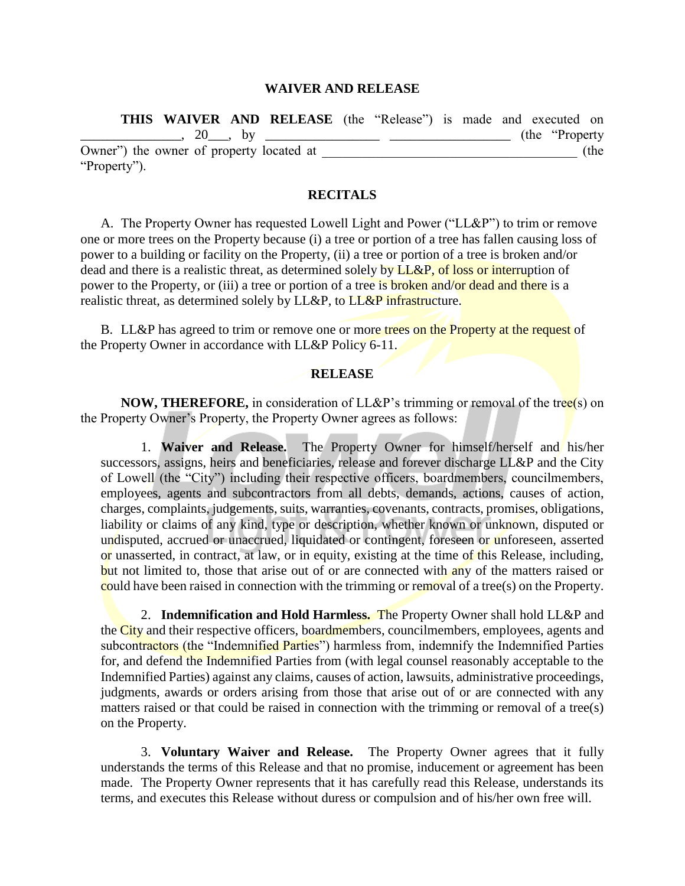# WAIVER AND RELEASE

**THIS WAIVER AND RELEASE** (the "Release") is made and executed on _______________, 20___, by _________________ __________________ (the "Property Owner") the owner of property located at ______________________________________ (the "Property").

## RECITALS

A. The Property Owner has requested Lowell Light and Power ("LL&P") to trim or remove one or more trees on the Property because (i) a tree or portion of a tree has fallen causing loss of power to a building or facility on the Property, (ii) a tree or portion of a tree is broken and/or dead and there is a realistic threat, as determined solely by LL&P, of loss or interruption of power to the Property, or (iii) a tree or portion of a tree is broken and/or dead and there is a realistic threat, as determined solely by LL&P, to LL&P infrastructure.

B. LL&P has agreed to trim or remove one or more trees on the Property at the request of the Property Owner in accordance with LL&P Policy 6-11.

## RELEASE

**NOW, THEREFORE,** in consideration of LL&P's trimming or removal of the tree(s) on the Property Owner's Property, the Property Owner agrees as follows:

1. **Waiver and Release.** The Property Owner for himself/herself and his/her successors, assigns, heirs and beneficiaries, release and forever discharge LL&P and the City of Lowell (the "City") including their respective officers, boardmembers, councilmembers, employees, agents and subcontractors from all debts, demands, actions, causes of action, charges, complaints, judgements, suits, warranties, covenants, contracts, promises, obligations, liability or claims of any kind, type or description, whether known or unknown, disputed or undisputed, accrued or unaccrued, liquidated or contingent, foreseen or unforeseen, asserted or unasserted, in contract, at law, or in equity, existing at the time of this Release, including, but not limited to, those that arise out of or are connected with any of the matters raised or could have been raised in connection with the trimming or removal of a tree(s) on the Property.

2. **Indemnification and Hold Harmless.** The Property Owner shall hold LL&P and the City and their respective officers, boardmembers, councilmembers, employees, agents and subcontractors (the "Indemnified Parties") harmless from, indemnify the Indemnified Parties for, and defend the Indemnified Parties from (with legal counsel reasonably acceptable to the Indemnified Parties) against any claims, causes of action, lawsuits, administrative proceedings, judgments, awards or orders arising from those that arise out of or are connected with any matters raised or that could be raised in connection with the trimming or removal of a tree(s) on the Property.

3. **Voluntary Waiver and Release.** The Property Owner agrees that it fully understands the terms of this Release and that no promise, inducement or agreement has been made. The Property Owner represents that it has carefully read this Release, understands its terms, and executes this Release without duress or compulsion and of his/her own free will.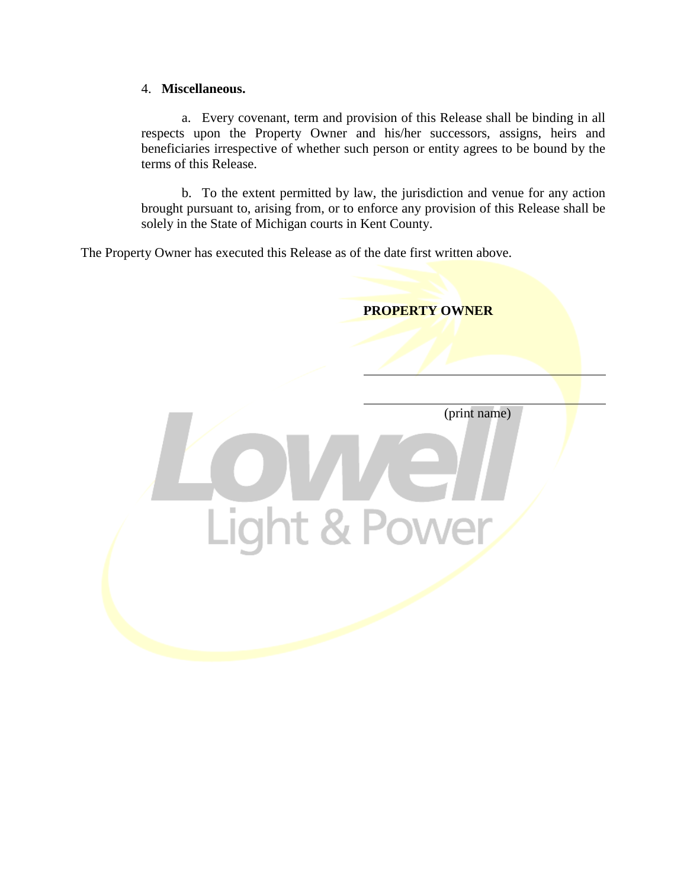4. **Miscellaneous.**

a. Every covenant, term and provision of this Release shall be binding in all respects upon the Property Owner and his/her successors, assigns, heirs and beneficiaries irrespective of whether such person or entity agrees to be bound by the terms of this Release.

b. To the extent permitted by law, the jurisdiction and venue for any action brought pursuant to, arising from, or to enforce any provision of this Release shall be solely in the State of Michigan courts in Kent County.

The Property Owner has executed this Release as of the date first written above.

**PROPERTY OWNER**

\_\_\_\_\_\_\_\_\_\_\_\_\_\_\_\_\_\_\_\_\_\_\_\_\_\_\_\_\_\_\_\_

\_\_\_\_\_\_\_\_\_\_\_\_\_\_\_\_\_\_\_\_\_\_\_\_\_\_\_\_\_\_\_\_
(print name)